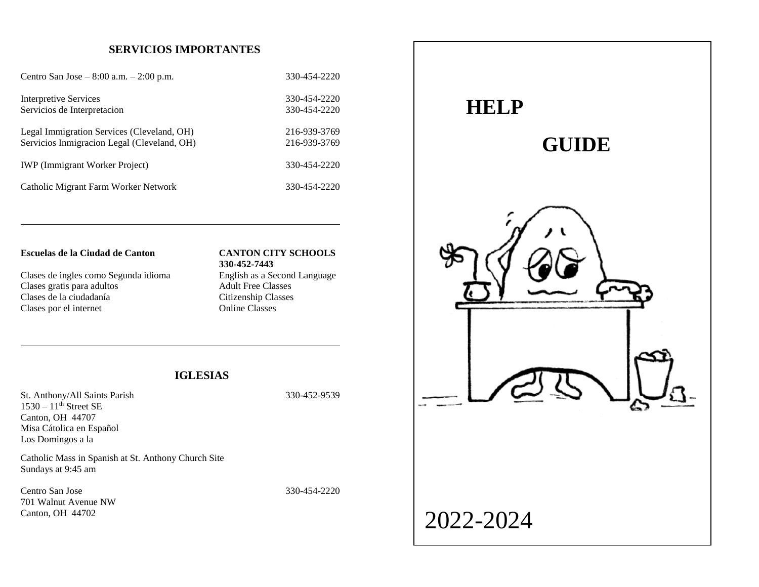## SERVICIOS IMPORTANTES

| | |
|---|---|
| Centro San Jose – 8:00 a.m. – 2:00 p.m. | 330-454-2220 |
| Interpretive Services | 330-454-2220 |
| Servicios de Interpretacion | 330-454-2220 |
| Legal Immigration Services (Cleveland, OH) | 216-939-3769 |
| Servicios Inmigracion Legal (Cleveland, OH) | 216-939-3769 |
| IWP (Immigrant Worker Project) | 330-454-2220 |
| Catholic Migrant Farm Worker Network | 330-454-2220 |

---

| **Escuelas de la Ciudad de Canton** | **CANTON CITY SCHOOLS 330-452-7443** |
|---|---|
| Clases de ingles como Segunda idioma | English as a Second Language |
| Clases gratis para adultos | Adult Free Classes |
| Clases de la ciudadanía | Citizenship Classes |
| Clases por el internet | Online Classes |

---

## IGLESIAS

St. Anthony/All Saints Parish — 330-452-9539
1530 – 11th Street SE
Canton, OH 44707
Misa Cátolica en Español
Los Domingos a la

Catholic Mass in Spanish at St. Anthony Church Site
Sundays at 9:45 am

Centro San Jose — 330-454-2220
701 Walnut Avenue NW
Canton, OH 44702

# HELP GUIDE

2022-2024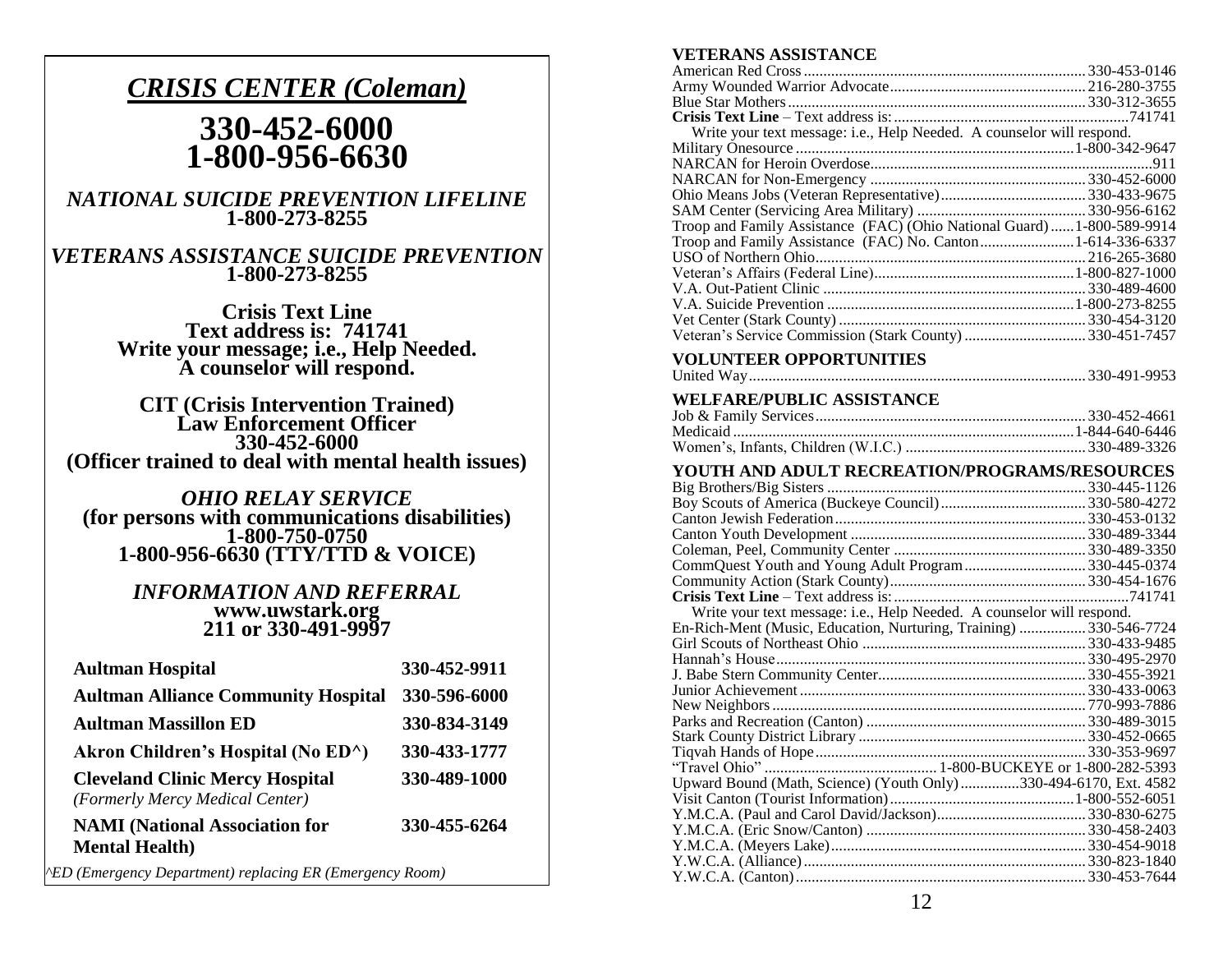## *CRISIS CENTER (Coleman)*

# 330-452-6000
# 1-800-956-6630

***NATIONAL SUICIDE PREVENTION LIFELINE***
**1-800-273-8255**

***VETERANS ASSISTANCE SUICIDE PREVENTION***
**1-800-273-8255**

**Crisis Text Line**
**Text address is: 741741**
**Write your message; i.e., Help Needed.**
**A counselor will respond.**

**CIT (Crisis Intervention Trained)**
**Law Enforcement Officer**
**330-452-6000**
**(Officer trained to deal with mental health issues)**

***OHIO RELAY SERVICE***
**(for persons with communications disabilities)**
**1-800-750-0750**
**1-800-956-6630 (TTY/TTD & VOICE)**

***INFORMATION AND REFERRAL***
**www.uwstark.org**
**211 or 330-491-9997**

| | |
|---|---|
| **Aultman Hospital** | **330-452-9911** |
| **Aultman Alliance Community Hospital** | **330-596-6000** |
| **Aultman Massillon ED** | **330-834-3149** |
| **Akron Children's Hospital (No ED^)** | **330-433-1777** |
| **Cleveland Clinic Mercy Hospital** *(Formerly Mercy Medical Center)* | **330-489-1000** |
| **NAMI (National Association for Mental Health)** | **330-455-6264** |

*^ED (Emergency Department) replacing ER (Emergency Room)*

### VETERANS ASSISTANCE

- American Red Cross .......... 330-453-0146
- Army Wounded Warrior Advocate .......... 216-280-3755
- Blue Star Mothers .......... 330-312-3655
- **Crisis Text Line** – Text address is: .......... 741741
  Write your text message: i.e., Help Needed. A counselor will respond.
- Military Onesource .......... 1-800-342-9647
- NARCAN for Heroin Overdose .......... 911
- NARCAN for Non-Emergency .......... 330-452-6000
- Ohio Means Jobs (Veteran Representative) .......... 330-433-9675
- SAM Center (Servicing Area Military) .......... 330-956-6162
- Troop and Family Assistance (FAC) (Ohio National Guard) .......... 1-800-589-9914
- Troop and Family Assistance (FAC) No. Canton .......... 1-614-336-6337
- USO of Northern Ohio .......... 216-265-3680
- Veteran's Affairs (Federal Line) .......... 1-800-827-1000
- V.A. Out-Patient Clinic .......... 330-489-4600
- V.A. Suicide Prevention .......... 1-800-273-8255
- Vet Center (Stark County) .......... 330-454-3120
- Veteran's Service Commission (Stark County) .......... 330-451-7457

### VOLUNTEER OPPORTUNITIES

- United Way .......... 330-491-9953

### WELFARE/PUBLIC ASSISTANCE

- Job & Family Services .......... 330-452-4661
- Medicaid .......... 1-844-640-6446
- Women's, Infants, Children (W.I.C.) .......... 330-489-3326

### YOUTH AND ADULT RECREATION/PROGRAMS/RESOURCES

- Big Brothers/Big Sisters .......... 330-445-1126
- Boy Scouts of America (Buckeye Council) .......... 330-580-4272
- Canton Jewish Federation .......... 330-453-0132
- Canton Youth Development .......... 330-489-3344
- Coleman, Peel, Community Center .......... 330-489-3350
- CommQuest Youth and Young Adult Program .......... 330-445-0374
- Community Action (Stark County) .......... 330-454-1676
- **Crisis Text Line** – Text address is: .......... 741741
  Write your text message: i.e., Help Needed. A counselor will respond.
- En-Rich-Ment (Music, Education, Nurturing, Training) .......... 330-546-7724
- Girl Scouts of Northeast Ohio .......... 330-433-9485
- Hannah's House .......... 330-495-2970
- J. Babe Stern Community Center .......... 330-455-3921
- Junior Achievement .......... 330-433-0063
- New Neighbors .......... 770-993-7886
- Parks and Recreation (Canton) .......... 330-489-3015
- Stark County District Library .......... 330-452-0665
- Tiqvah Hands of Hope .......... 330-353-9697
- "Travel Ohio" .......... 1-800-BUCKEYE or 1-800-282-5393
- Upward Bound (Math, Science) (Youth Only) .......... 330-494-6170, Ext. 4582
- Visit Canton (Tourist Information) .......... 1-800-552-6051
- Y.M.C.A. (Paul and Carol David/Jackson) .......... 330-830-6275
- Y.M.C.A. (Eric Snow/Canton) .......... 330-458-2403
- Y.M.C.A. (Meyers Lake) .......... 330-454-9018
- Y.W.C.A. (Alliance) .......... 330-823-1840
- Y.W.C.A. (Canton) .......... 330-453-7644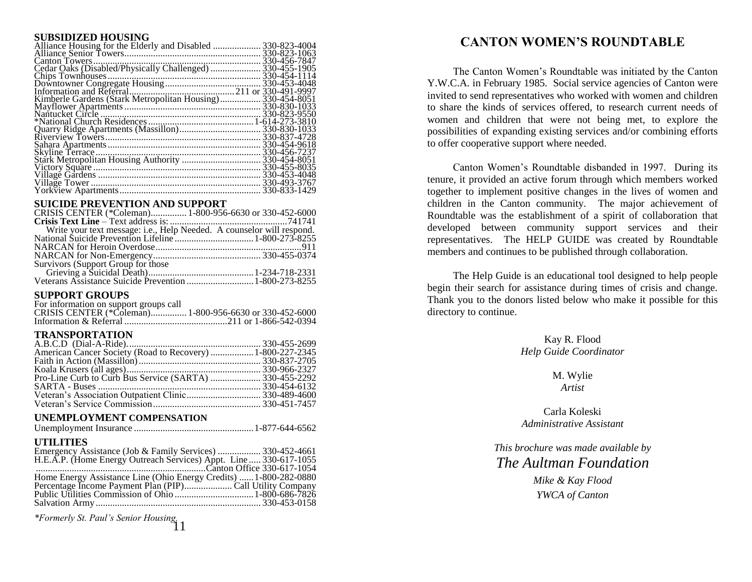## SUBSIDIZED HOUSING

Alliance Housing for the Elderly and Disabled .................... 330-823-4004
Alliance Senior Towers......................................................... 330-823-1063
Canton Towers...................................................................... 330-456-7847
Cedar Oaks (Disabled/Physically Challenged) ..................... 330-455-1905
Chips Townhouses ................................................................ 330-454-1114
Downtowner Congregate Housing......................................... 330-453-4048
Information and Referral............................................ 211 or 330-491-9997
Kimberle Gardens (Stark Metropolitan Housing)................. 330-454-8051
Mayflower Apartments ......................................................... 330-830-1033
Nantucket Circle ................................................................... 330-823-9550
*National Church Residences ............................................. 1-614-273-3810
Quarry Ridge Apartments (Massillon).................................. 330-830-1033
Riverview Towers................................................................. 330-837-4728
Sahara Apartments................................................................ 330-454-9618
Skyline Terrace..................................................................... 330-456-7237
Stark Metropolitan Housing Authority ................................. 330-454-8051
Victory Square ...................................................................... 330-455-8035
Village Gardens .................................................................... 330-453-4048
Village Tower ....................................................................... 330-493-3767
Yorkview Apartments........................................................... 330-833-1429

## SUICIDE PREVENTION AND SUPPORT

CRISIS CENTER (*Coleman)............... 1-800-956-6630 or 330-452-6000
**Crisis Text Line** – Text address is: ..................................................741741
Write your text message: i.e., Help Needed. A counselor will respond.
National Suicide Prevention Lifeline ................................. 1-800-273-8255
NARCAN for Heroin Overdose.............................................................911
NARCAN for Non-Emergency............................................. 330-455-0374
Survivors (Support Group for those
Grieving a Suicidal Death)............................................ 1-234-718-2331
Veterans Assistance Suicide Prevention ............................ 1-800-273-8255

## SUPPORT GROUPS

For information on support groups call
CRISIS CENTER (*Coleman)............... 1-800-956-6630 or 330-452-6000
Information & Referral ...........................................211 or 1-866-542-0394

## TRANSPORTATION

A.B.C.D (Dial-A-Ride)........................................................ 330-455-2699
American Cancer Society (Road to Recovery) .................. 1-800-227-2345
Faith in Action (Massillon)................................................... 330-837-2705
Koala Krusers (all ages)........................................................ 330-966-2327
Pro-Line Curb to Curb Bus Service (SARTA) ..................... 330-455-2292
SARTA - Buses .................................................................... 330-454-6132
Veteran's Association Outpatient Clinic............................... 330-489-4600
Veteran's Service Commission............................................. 330-451-7457

## UNEMPLOYMENT COMPENSATION

Unemployment Insurance .................................................. 1-877-644-6562

## UTILITIES

Emergency Assistance (Job & Family Services) .................. 330-452-4661
H.E.A.P. (Home Energy Outreach Services) Appt. Line ..... 330-617-1055
.......................................................................Canton Office 330-617-1054
Home Energy Assistance Line (Ohio Energy Credits) ...... 1-800-282-0880
Percentage Income Payment Plan (PIP).................... Call Utility Company
Public Utilities Commission of Ohio ................................. 1-800-686-7826
Salvation Army..................................................................... 330-453-0158

*\*Formerly St. Paul's Senior Housing.*

# CANTON WOMEN'S ROUNDTABLE

The Canton Women's Roundtable was initiated by the Canton Y.W.C.A. in February 1985. Social service agencies of Canton were invited to send representatives who worked with women and children to share the kinds of services offered, to research current needs of women and children that were not being met, to explore the possibilities of expanding existing services and/or combining efforts to offer cooperative support where needed.

Canton Women's Roundtable disbanded in 1997. During its tenure, it provided an active forum through which members worked together to implement positive changes in the lives of women and children in the Canton community. The major achievement of Roundtable was the establishment of a spirit of collaboration that developed between community support services and their representatives. The HELP GUIDE was created by Roundtable members and continues to be published through collaboration.

The Help Guide is an educational tool designed to help people begin their search for assistance during times of crisis and change. Thank you to the donors listed below who make it possible for this directory to continue.

Kay R. Flood
*Help Guide Coordinator*

M. Wylie
*Artist*

Carla Koleski
*Administrative Assistant*

*This brochure was made available by*

*The Aultman Foundation*

*Mike & Kay Flood*

*YWCA of Canton*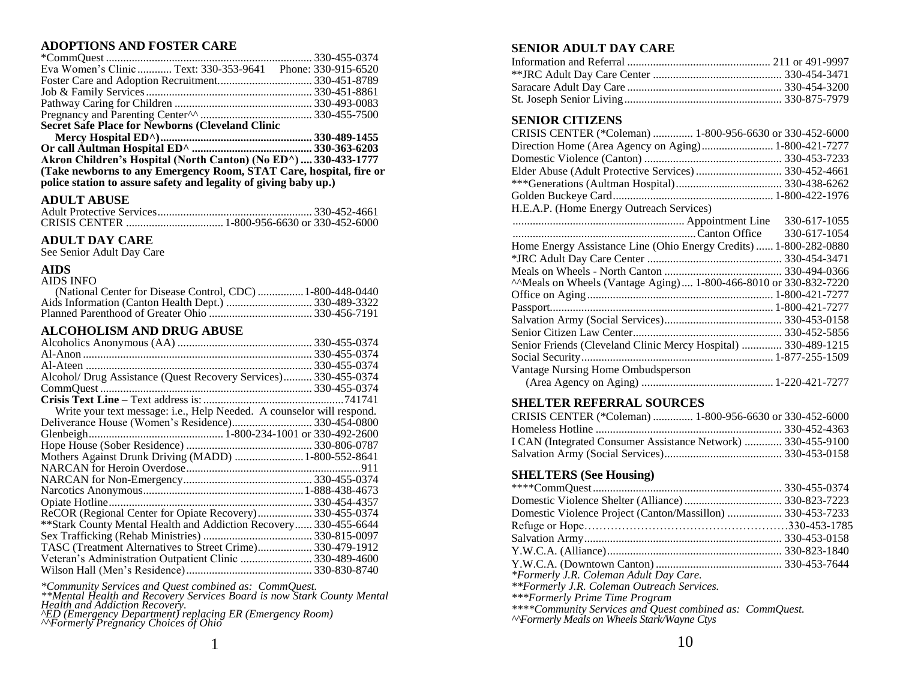## ADOPTIONS AND FOSTER CARE

*CommQuest ........................................................................ 330-455-0374
Eva Women's Clinic ............ Text: 330-353-9641    Phone: 330-915-6520
Foster Care and Adoption Recruitment................................. 330-451-8789
Job & Family Services.......................................................... 330-451-8861
Pathway Caring for Children ................................................ 330-493-0083
Pregnancy and Parenting Center^^ ....................................... 330-455-7500
**Secret Safe Place for Newborns (Cleveland Clinic**
**Mercy Hospital ED^)..................................................... 330-489-1455**
**Or call Aultman Hospital ED^ .......................................... 330-363-6203**
**Akron Children's Hospital (North Canton) (No ED^) .... 330-433-1777**
**(Take newborns to any Emergency Room, STAT Care, hospital, fire or police station to assure safety and legality of giving baby up.)**

## ADULT ABUSE

Adult Protective Services...................................................... 330-452-4661
CRISIS CENTER .................................. 1-800-956-6630 or 330-452-6000

## ADULT DAY CARE

See Senior Adult Day Care

## AIDS

AIDS INFO
(National Center for Disease Control, CDC) ................ 1-800-448-0440
Aids Information (Canton Health Dept.) ............................. 330-489-3322
Planned Parenthood of Greater Ohio .................................... 330-456-7191

## ALCOHOLISM AND DRUG ABUSE

Alcoholics Anonymous (AA) ............................................... 330-455-0374
Al-Anon ................................................................................ 330-455-0374
Al-Ateen ............................................................................... 330-455-0374
Alcohol/ Drug Assistance (Quest Recovery Services).......... 330-455-0374
CommQuest .......................................................................... 330-455-0374
**Crisis Text Line** – Text address is: .................................................741741
Write your text message: i.e., Help Needed. A counselor will respond.
Deliverance House (Women's Residence)............................ 330-454-0800
Glenbeigh............................................... 1-800-234-1001 or 330-492-2600
Hope House (Sober Residence) ............................................ 330-806-0787
Mothers Against Drunk Driving (MADD) ........................ 1-800-552-8641
NARCAN for Heroin Overdose.............................................................911
NARCAN for Non-Emergency............................................. 330-455-0374
Narcotics Anonymous........................................................ 1-888-438-4673
Opiate Hotline....................................................................... 330-454-4357
ReCOR (Regional Center for Opiate Recovery)................... 330-455-0374
**Stark County Mental Health and Addiction Recovery...... 330-455-6644
Sex Trafficking (Rehab Ministries) ...................................... 330-815-0097
TASC (Treatment Alternatives to Street Crime)................... 330-479-1912
Veteran's Administration Outpatient Clinic ......................... 330-489-4600
Wilson Hall (Men's Residence)............................................ 330-830-8740

*\*Community Services and Quest combined as: CommQuest.*
*\*\*Mental Health and Recovery Services Board is now Stark County Mental Health and Addiction Recovery.*
*^ED (Emergency Department) replacing ER (Emergency Room)*
*^^Formerly Pregnancy Choices of Ohio*

## SENIOR ADULT DAY CARE

Information and Referral .................................................. 211 or 491-9997
**JRC Adult Day Care Center ............................................. 330-454-3471
Saracare Adult Day Care ...................................................... 330-454-3200
St. Joseph Senior Living....................................................... 330-875-7979

## SENIOR CITIZENS

CRISIS CENTER (*Coleman) .............. 1-800-956-6630 or 330-452-6000
Direction Home (Area Agency on Aging)......................... 1-800-421-7277
Domestic Violence (Canton) ................................................ 330-453-7233
Elder Abuse (Adult Protective Services) .............................. 330-452-4661
***Generations (Aultman Hospital)..................................... 330-438-6262
Golden Buckeye Card......................................................... 1-800-422-1976
H.E.A.P. (Home Energy Outreach Services)
............................................................ Appointment Line    330-617-1055
................................................................Canton Office    330-617-1054
Home Energy Assistance Line (Ohio Energy Credits) ...... 1-800-282-0880
*JRC Adult Day Care Center ............................................... 330-454-3471
Meals on Wheels - North Canton ......................................... 330-494-0366
^^Meals on Wheels (Vantage Aging).... 1-800-466-8010 or 330-832-7220
Office on Aging................................................................. 1-800-421-7277
Passport.............................................................................. 1-800-421-7277
Salvation Army (Social Services)......................................... 330-453-0158
Senior Citizen Law Center.................................................... 330-452-5856
Senior Friends (Cleveland Clinic Mercy Hospital) .............. 330-489-1215
Social Security................................................................... 1-877-255-1509
Vantage Nursing Home Ombudsperson
(Area Agency on Aging) .............................................. 1-220-421-7277

## SHELTER REFERRAL SOURCES

CRISIS CENTER (*Coleman) .............. 1-800-956-6630 or 330-452-6000
Homeless Hotline ................................................................. 330-452-4363
I CAN (Integrated Consumer Assistance Network) ............. 330-455-9100
Salvation Army (Social Services)......................................... 330-453-0158

## SHELTERS (See Housing)

****CommQuest.................................................................. 330-455-0374
Domestic Violence Shelter (Alliance).................................. 330-823-7223
Domestic Violence Project (Canton/Massillon) ................... 330-453-7233
Refuge or Hope……………………………………………330-453-1785
Salvation Army..................................................................... 330-453-0158
Y.W.C.A. (Alliance)............................................................. 330-823-1840
Y.W.C.A. (Downtown Canton) ............................................ 330-453-7644

*\*Formerly J.R. Coleman Adult Day Care.*
*\*\*Formerly J.R. Coleman Outreach Services.*
*\*\*\*Formerly Prime Time Program*
*\*\*\*\*Community Services and Quest combined as: CommQuest.*
*^^Formerly Meals on Wheels Stark/Wayne Ctys*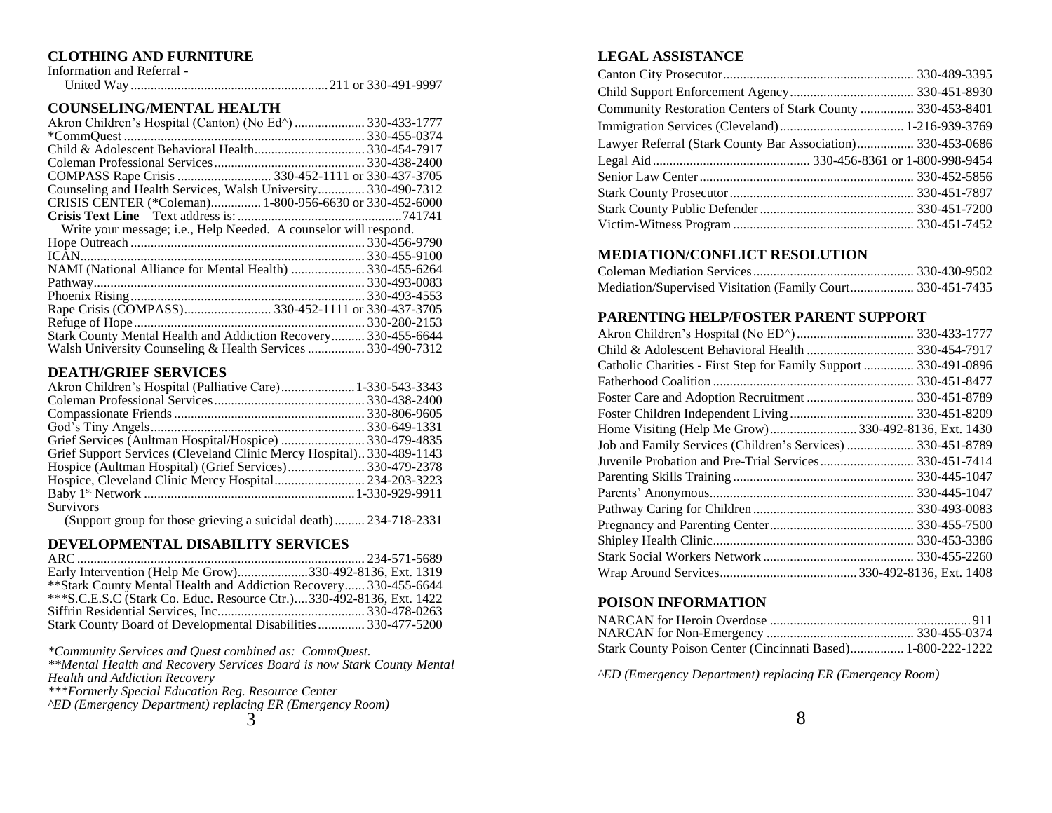## CLOTHING AND FURNITURE

Information and Referral -
United Way .......... 211 or 330-491-9997

## COUNSELING/MENTAL HEALTH

Akron Children's Hospital (Canton) (No Ed^) .......... 330-433-1777
*CommQuest .......... 330-455-0374
Child & Adolescent Behavioral Health .......... 330-454-7917
Coleman Professional Services .......... 330-438-2400
COMPASS Rape Crisis .......... 330-452-1111 or 330-437-3705
Counseling and Health Services, Walsh University .......... 330-490-7312
CRISIS CENTER (*Coleman) .......... 1-800-956-6630 or 330-452-6000
**Crisis Text Line** – Text address is: .......... 741741
Write your message; i.e., Help Needed. A counselor will respond.
Hope Outreach .......... 330-456-9790
ICAN .......... 330-455-9100
NAMI (National Alliance for Mental Health) .......... 330-455-6264
Pathway .......... 330-493-0083
Phoenix Rising .......... 330-493-4553
Rape Crisis (COMPASS) .......... 330-452-1111 or 330-437-3705
Refuge of Hope .......... 330-280-2153
Stark County Mental Health and Addiction Recovery .......... 330-455-6644
Walsh University Counseling & Health Services .......... 330-490-7312

## DEATH/GRIEF SERVICES

Akron Children's Hospital (Palliative Care) .......... 1-330-543-3343
Coleman Professional Services .......... 330-438-2400
Compassionate Friends .......... 330-806-9605
God's Tiny Angels .......... 330-649-1331
Grief Services (Aultman Hospital/Hospice) .......... 330-479-4835
Grief Support Services (Cleveland Clinic Mercy Hospital) .......... 330-489-1143
Hospice (Aultman Hospital) (Grief Services) .......... 330-479-2378
Hospice, Cleveland Clinic Mercy Hospital .......... 234-203-3223
Baby 1st Network .......... 1-330-929-9911
Survivors
(Support group for those grieving a suicidal death) .......... 234-718-2331

## DEVELOPMENTAL DISABILITY SERVICES

ARC .......... 234-571-5689
Early Intervention (Help Me Grow) .......... 330-492-8136, Ext. 1319
**Stark County Mental Health and Addiction Recovery .......... 330-455-6644
***S.C.E.S.C (Stark Co. Educ. Resource Ctr.) .......... 330-492-8136, Ext. 1422
Siffrin Residential Services, Inc. .......... 330-478-0263
Stark County Board of Developmental Disabilities .......... 330-477-5200

*\*Community Services and Quest combined as: CommQuest.*
*\*\*Mental Health and Recovery Services Board is now Stark County Mental Health and Addiction Recovery*
*\*\*\*Formerly Special Education Reg. Resource Center*
*^ED (Emergency Department) replacing ER (Emergency Room)*

## LEGAL ASSISTANCE

Canton City Prosecutor .......... 330-489-3395
Child Support Enforcement Agency .......... 330-451-8930
Community Restoration Centers of Stark County .......... 330-453-8401
Immigration Services (Cleveland) .......... 1-216-939-3769
Lawyer Referral (Stark County Bar Association) .......... 330-453-0686
Legal Aid .......... 330-456-8361 or 1-800-998-9454
Senior Law Center .......... 330-452-5856
Stark County Prosecutor .......... 330-451-7897
Stark County Public Defender .......... 330-451-7200
Victim-Witness Program .......... 330-451-7452

## MEDIATION/CONFLICT RESOLUTION

Coleman Mediation Services .......... 330-430-9502
Mediation/Supervised Visitation (Family Court .......... 330-451-7435

## PARENTING HELP/FOSTER PARENT SUPPORT

Akron Children's Hospital (No ED^) .......... 330-433-1777
Child & Adolescent Behavioral Health .......... 330-454-7917
Catholic Charities - First Step for Family Support .......... 330-491-0896
Fatherhood Coalition .......... 330-451-8477
Foster Care and Adoption Recruitment .......... 330-451-8789
Foster Children Independent Living .......... 330-451-8209
Home Visiting (Help Me Grow) .......... 330-492-8136, Ext. 1430
Job and Family Services (Children's Services) .......... 330-451-8789
Juvenile Probation and Pre-Trial Services .......... 330-451-7414
Parenting Skills Training .......... 330-445-1047
Parents' Anonymous .......... 330-445-1047
Pathway Caring for Children .......... 330-493-0083
Pregnancy and Parenting Center .......... 330-455-7500
Shipley Health Clinic .......... 330-453-3386
Stark Social Workers Network .......... 330-455-2260
Wrap Around Services .......... 330-492-8136, Ext. 1408

## POISON INFORMATION

NARCAN for Heroin Overdose .......... 911
NARCAN for Non-Emergency .......... 330-455-0374
Stark County Poison Center (Cincinnati Based) .......... 1-800-222-1222

*^ED (Emergency Department) replacing ER (Emergency Room)*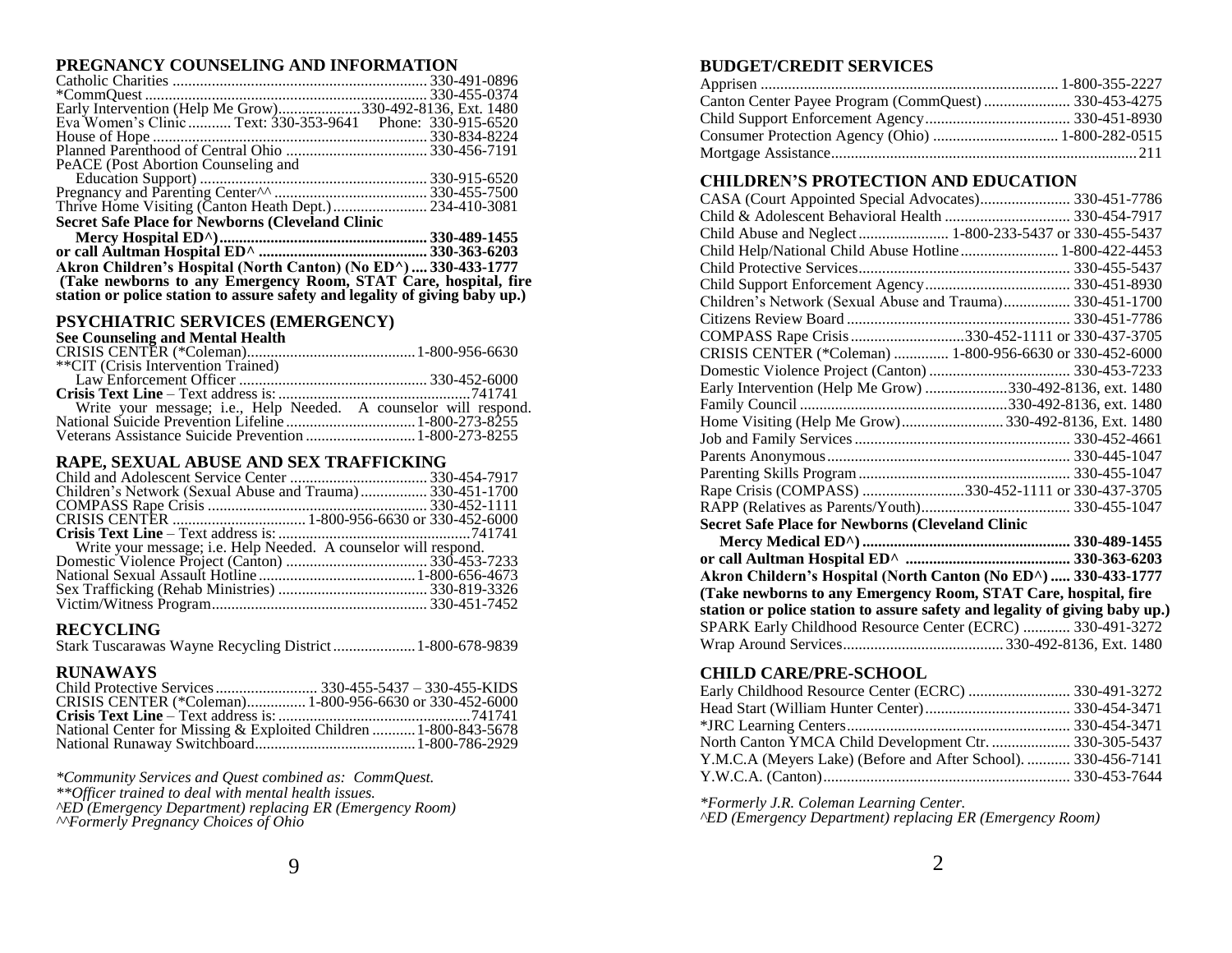## PREGNANCY COUNSELING AND INFORMATION

Catholic Charities ................................................................ 330-491-0896
*CommQuest ....................................................................... 330-455-0374
Early Intervention (Help Me Grow).....................330-492-8136, Ext. 1480
Eva Women's Clinic ........... Text: 330-353-9641 Phone: 330-915-6520
House of Hope ..................................................................... 330-834-8224
Planned Parenthood of Central Ohio .................................... 330-456-7191
PeACE (Post Abortion Counseling and
Education Support) .......................................................... 330-915-6520
Pregnancy and Parenting Center^^ ....................................... 330-455-7500
Thrive Home Visiting (Canton Heath Dept.) ........................ 234-410-3081
**Secret Safe Place for Newborns (Cleveland Clinic**
**Mercy Hospital ED^)...................................................... 330-489-1455**
**or call Aultman Hospital ED^ ........................................... 330-363-6203**
**Akron Children's Hospital (North Canton) (No ED^) .... 330-433-1777**
**(Take newborns to any Emergency Room, STAT Care, hospital, fire station or police station to assure safety and legality of giving baby up.)**

## PSYCHIATRIC SERVICES (EMERGENCY)

**See Counseling and Mental Health**
CRISIS CENTER (*Coleman)...........................................1-800-956-6630
**CIT (Crisis Intervention Trained)
Law Enforcement Officer ............................................... 330-452-6000
**Crisis Text Line** – Text address is: ................................................741741
Write your message; i.e., Help Needed. A counselor will respond.
National Suicide Prevention Lifeline .................................1-800-273-8255
Veterans Assistance Suicide Prevention ............................1-800-273-8255

## RAPE, SEXUAL ABUSE AND SEX TRAFFICKING

Child and Adolescent Service Center ................................... 330-454-7917
Children's Network (Sexual Abuse and Trauma)................. 330-451-1700
COMPASS Rape Crisis ........................................................ 330-452-1111
CRISIS CENTER ................................. 1-800-956-6630 or 330-452-6000
**Crisis Text Line** – Text address is: ................................................741741
Write your message; i.e. Help Needed. A counselor will respond.
Domestic Violence Project (Canton) .................................... 330-453-7233
National Sexual Assault Hotline ........................................1-800-656-4673
Sex Trafficking (Rehab Ministries) ...................................... 330-819-3326
Victim/Witness Program....................................................... 330-451-7452

## RECYCLING

Stark Tuscarawas Wayne Recycling District .....................1-800-678-9839

## RUNAWAYS

Child Protective Services .......................... 330-455-5437 – 330-455-KIDS
CRISIS CENTER (*Coleman)............... 1-800-956-6630 or 330-452-6000
**Crisis Text Line** – Text address is: ................................................741741
National Center for Missing & Exploited Children ...........1-800-843-5678
National Runaway Switchboard.........................................1-800-786-2929

*\*Community Services and Quest combined as: CommQuest.*
*\*\*Officer trained to deal with mental health issues.*
*^ED (Emergency Department) replacing ER (Emergency Room)*
*^^Formerly Pregnancy Choices of Ohio*

## BUDGET/CREDIT SERVICES

Apprisen ............................................................................1-800-355-2227
Canton Center Payee Program (CommQuest) ...................... 330-453-4275
Child Support Enforcement Agency..................................... 330-451-8930
Consumer Protection Agency (Ohio) ................................1-800-282-0515
Mortgage Assistance.............................................................................211

## CHILDREN'S PROTECTION AND EDUCATION

CASA (Court Appointed Special Advocates)....................... 330-451-7786
Child & Adolescent Behavioral Health ................................ 330-454-7917
Child Abuse and Neglect ....................... 1-800-233-5437 or 330-455-5437
Child Help/National Child Abuse Hotline .........................1-800-422-4453
Child Protective Services...................................................... 330-455-5437
Child Support Enforcement Agency..................................... 330-451-8930
Children's Network (Sexual Abuse and Trauma)................. 330-451-1700
Citizens Review Board ......................................................... 330-451-7786
COMPASS Rape Crisis .............................330-452-1111 or 330-437-3705
CRISIS CENTER (*Coleman) .............. 1-800-956-6630 or 330-452-6000
Domestic Violence Project (Canton) .................................... 330-453-7233
Early Intervention (Help Me Grow) .....................330-492-8136, ext. 1480
Family Council .....................................................330-492-8136, ext. 1480
Home Visiting (Help Me Grow).......................... 330-492-8136, Ext. 1480
Job and Family Services ....................................................... 330-452-4661
Parents Anonymous.............................................................. 330-445-1047
Parenting Skills Program ...................................................... 330-455-1047
Rape Crisis (COMPASS) ..........................330-452-1111 or 330-437-3705
RAPP (Relatives as Parents/Youth)...................................... 330-455-1047
**Secret Safe Place for Newborns (Cleveland Clinic**
**Mercy Medical ED^) ..................................................... 330-489-1455**
**or call Aultman Hospital ED^ .......................................... 330-363-6203**
**Akron Childern's Hospital (North Canton (No ED^) ..... 330-433-1777**
**(Take newborns to any Emergency Room, STAT Care, hospital, fire station or police station to assure safety and legality of giving baby up.)**
SPARK Early Childhood Resource Center (ECRC) ............ 330-491-3272
Wrap Around Services......................................... 330-492-8136, Ext. 1480

## CHILD CARE/PRE-SCHOOL

Early Childhood Resource Center (ECRC) .......................... 330-491-3272
Head Start (William Hunter Center)..................................... 330-454-3471
*JRC Learning Centers......................................................... 330-454-3471
North Canton YMCA Child Development Ctr. .................... 330-305-5437
Y.M.C.A (Meyers Lake) (Before and After School). ........... 330-456-7141
Y.W.C.A. (Canton)............................................................... 330-453-7644

*\*Formerly J.R. Coleman Learning Center.*
*^ED (Emergency Department) replacing ER (Emergency Room)*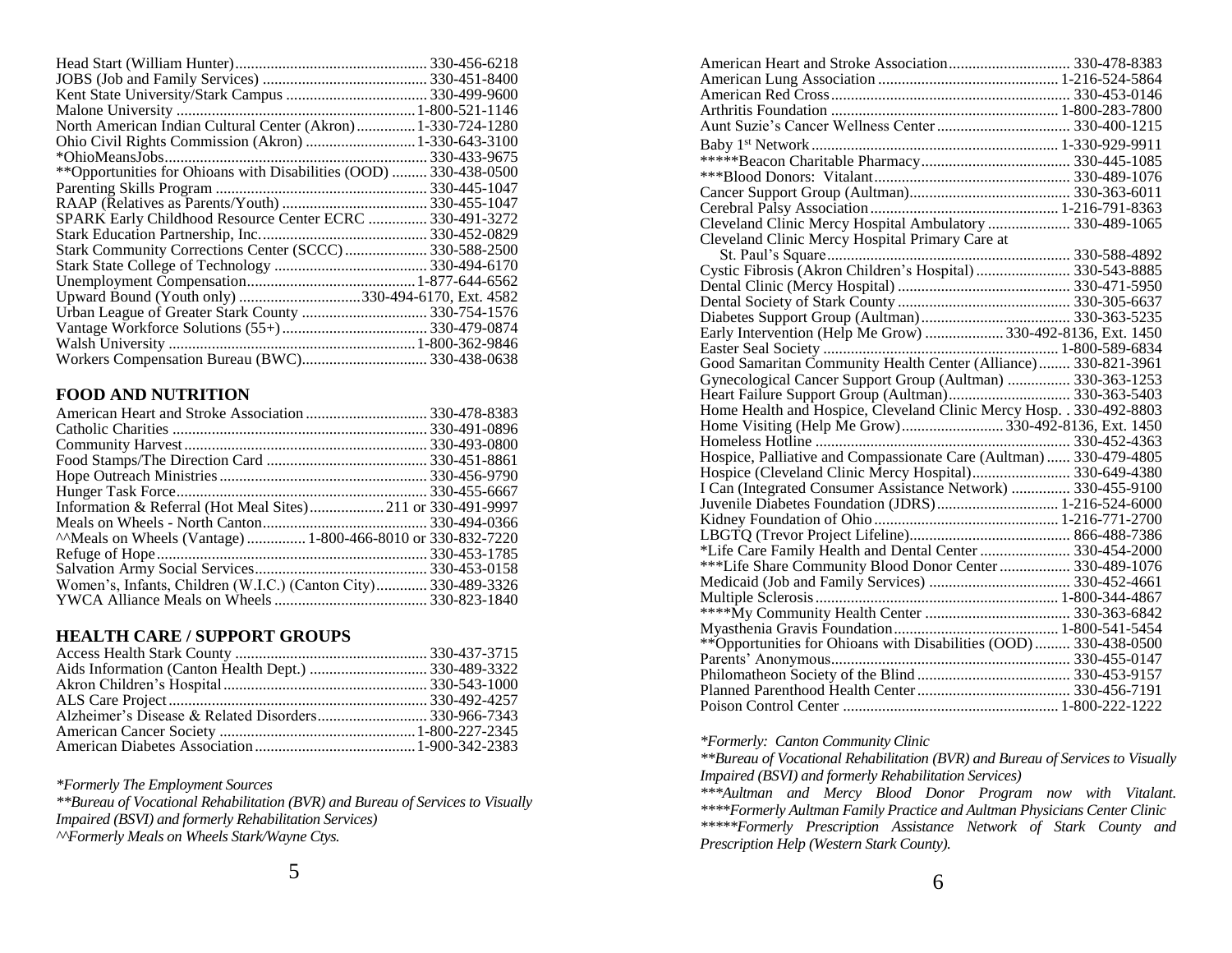Head Start (William Hunter)................................................ 330-456-6218
JOBS (Job and Family Services) ......................................... 330-451-8400
Kent State University/Stark Campus .................................... 330-499-9600
Malone University ............................................................1-800-521-1146
North American Indian Cultural Center (Akron)...............1-330-724-1280
Ohio Civil Rights Commission (Akron) ............................1-330-643-3100
*OhioMeansJobs................................................................... 330-433-9675
**Opportunities for Ohioans with Disabilities (OOD) ......... 330-438-0500
Parenting Skills Program ...................................................... 330-445-1047
RAAP (Relatives as Parents/Youth) ..................................... 330-455-1047
SPARK Early Childhood Resource Center ECRC ............... 330-491-3272
Stark Education Partnership, Inc........................................... 330-452-0829
Stark Community Corrections Center (SCCC)..................... 330-588-2500
Stark State College of Technology ....................................... 330-494-6170
Unemployment Compensation...........................................1-877-644-6562
Upward Bound (Youth only) ..............................330-494-6170, Ext. 4582
Urban League of Greater Stark County ................................ 330-754-1576
Vantage Workforce Solutions (55+)..................................... 330-479-0874
Walsh University ..............................................................1-800-362-9846
Workers Compensation Bureau (BWC)................................ 330-438-0638

## FOOD AND NUTRITION

American Heart and Stroke Association ............................... 330-478-8383
Catholic Charities ................................................................. 330-491-0896
Community Harvest.............................................................. 330-493-0800
Food Stamps/The Direction Card ......................................... 330-451-8861
Hope Outreach Ministries..................................................... 330-456-9790
Hunger Task Force................................................................ 330-455-6667
Information & Referral (Hot Meal Sites)...................211 or 330-491-9997
Meals on Wheels - North Canton.......................................... 330-494-0366
^^Meals on Wheels (Vantage)...............1-800-466-8010 or 330-832-7220
Refuge of Hope..................................................................... 330-453-1785
Salvation Army Social Services............................................ 330-453-0158
Women's, Infants, Children (W.I.C.) (Canton City)............. 330-489-3326
YWCA Alliance Meals on Wheels ....................................... 330-823-1840

## HEALTH CARE / SUPPORT GROUPS

Access Health Stark County ................................................. 330-437-3715
Aids Information (Canton Health Dept.) .............................. 330-489-3322
Akron Children's Hospital.................................................... 330-543-1000
ALS Care Project.................................................................. 330-492-4257
Alzheimer's Disease & Related Disorders............................ 330-966-7343
American Cancer Society ..................................................1-800-227-2345
American Diabetes Association.........................................1-900-342-2383

*\*Formerly The Employment Sources*
*\*\*Bureau of Vocational Rehabilitation (BVR) and Bureau of Services to Visually Impaired (BSVI) and formerly Rehabilitation Services)*
*^^Formerly Meals on Wheels Stark/Wayne Ctys.*

American Heart and Stroke Association............................... 330-478-8383
American Lung Association ..............................................1-216-524-5864
American Red Cross............................................................. 330-453-0146
Arthritis Foundation ..........................................................1-800-283-7800
Aunt Suzie's Cancer Wellness Center.................................. 330-400-1215
Baby 1st Network..............................................................1-330-929-9911
*****Beacon Charitable Pharmacy...................................... 330-445-1085
***Blood Donors: Vitalant.................................................. 330-489-1076
Cancer Support Group (Aultman)......................................... 330-363-6011
Cerebral Palsy Association................................................1-216-791-8363
Cleveland Clinic Mercy Hospital Ambulatory ..................... 330-489-1065
Cleveland Clinic Mercy Hospital Primary Care at
St. Paul's Square.............................................................. 330-588-4892
Cystic Fibrosis (Akron Children's Hospital) ........................ 330-543-8885
Dental Clinic (Mercy Hospital) ............................................ 330-471-5950
Dental Society of Stark County ............................................ 330-305-6637
Diabetes Support Group (Aultman)...................................... 330-363-5235
Early Intervention (Help Me Grow) ....................330-492-8136, Ext. 1450
Easter Seal Society ............................................................1-800-589-6834
Good Samaritan Community Health Center (Alliance)........ 330-821-3961
Gynecological Cancer Support Group (Aultman) ................ 330-363-1253
Heart Failure Support Group (Aultman)............................... 330-363-5403
Home Health and Hospice, Cleveland Clinic Mercy Hosp. . 330-492-8803
Home Visiting (Help Me Grow)..........................330-492-8136, Ext. 1450
Homeless Hotline ................................................................. 330-452-4363
Hospice, Palliative and Compassionate Care (Aultman)...... 330-479-4805
Hospice (Cleveland Clinic Mercy Hospital)......................... 330-649-4380
I Can (Integrated Consumer Assistance Network) ............... 330-455-9100
Juvenile Diabetes Foundation (JDRS)...............................1-216-524-6000
Kidney Foundation of Ohio...............................................1-216-771-2700
LBGTQ (Trevor Project Lifeline)......................................... 866-488-7386
*Life Care Family Health and Dental Center ....................... 330-454-2000
***Life Share Community Blood Donor Center .................. 330-489-1076
Medicaid (Job and Family Services) .................................... 330-452-4661
Multiple Sclerosis..............................................................1-800-344-4867
****My Community Health Center ..................................... 330-363-6842
Myasthenia Gravis Foundation..........................................1-800-541-5454
**Opportunities for Ohioans with Disabilities (OOD)......... 330-438-0500
Parents' Anonymous............................................................. 330-455-0147
Philomatheon Society of the Blind ....................................... 330-453-9157
Planned Parenthood Health Center....................................... 330-456-7191
Poison Control Center .......................................................1-800-222-1222

*\*Formerly: Canton Community Clinic*
*\*\*Bureau of Vocational Rehabilitation (BVR) and Bureau of Services to Visually Impaired (BSVI) and formerly Rehabilitation Services)*
*\*\*\*Aultman and Mercy Blood Donor Program now with Vitalant.*
*\*\*\*\*Formerly Aultman Family Practice and Aultman Physicians Center Clinic*
*\*\*\*\*\*Formerly Prescription Assistance Network of Stark County and Prescription Help (Western Stark County).*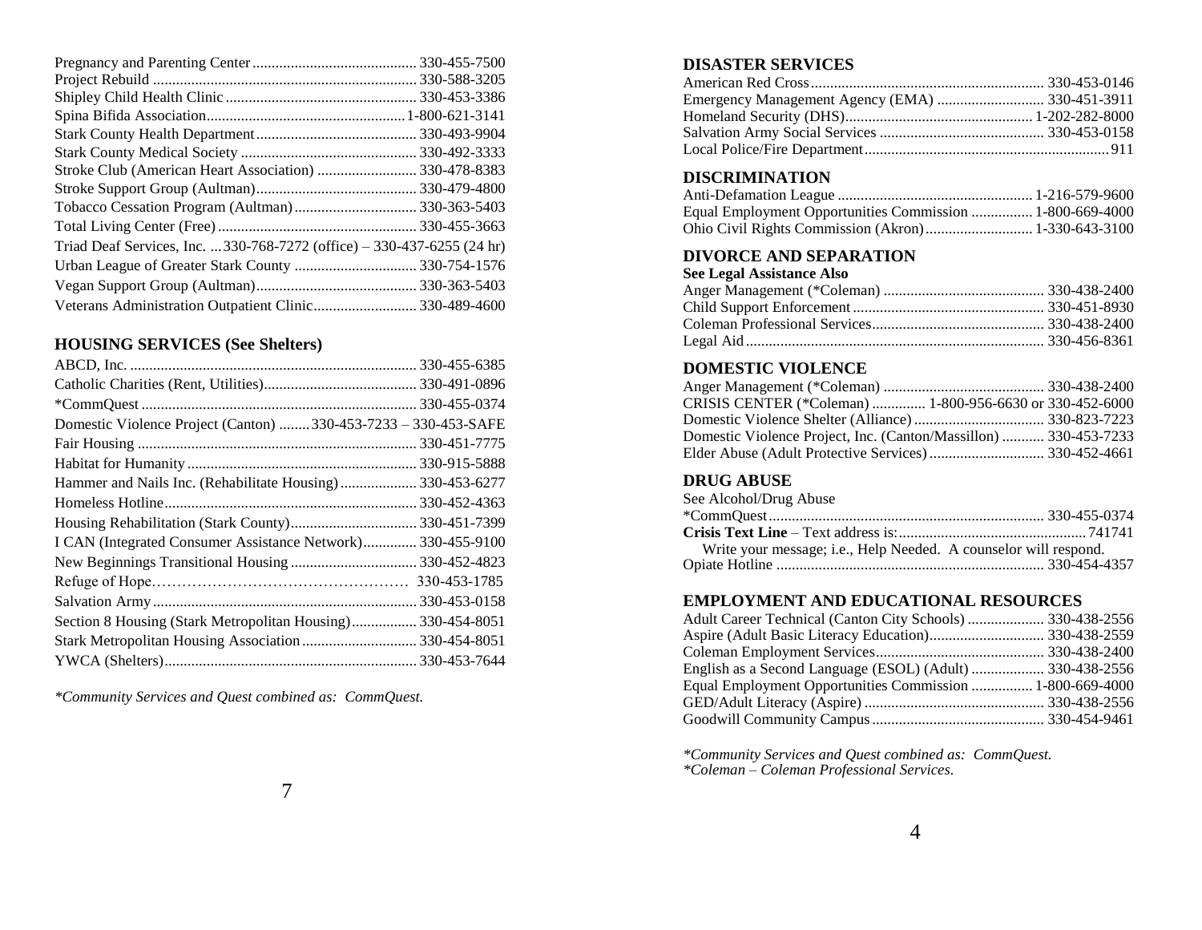Pregnancy and Parenting Center .......................................... 330-455-7500
Project Rebuild .................................................................... 330-588-3205
Shipley Child Health Clinic .................................................. 330-453-3386
Spina Bifida Association.................................................... 1-800-621-3141
Stark County Health Department .......................................... 330-493-9904
Stark County Medical Society .............................................. 330-492-3333
Stroke Club (American Heart Association) .......................... 330-478-8383
Stroke Support Group (Aultman).......................................... 330-479-4800
Tobacco Cessation Program (Aultman) ................................ 330-363-5403
Total Living Center (Free) .................................................... 330-455-3663
Triad Deaf Services, Inc. ... 330-768-7272 (office) – 330-437-6255 (24 hr)
Urban League of Greater Stark County ................................ 330-754-1576
Vegan Support Group (Aultman).......................................... 330-363-5403
Veterans Administration Outpatient Clinic........................... 330-489-4600

## HOUSING SERVICES (See Shelters)

ABCD, Inc. ........................................................................... 330-455-6385
Catholic Charities (Rent, Utilities)........................................ 330-491-0896
*CommQuest ........................................................................ 330-455-0374
Domestic Violence Project (Canton) ........ 330-453-7233 – 330-453-SAFE
Fair Housing ......................................................................... 330-451-7775
Habitat for Humanity ............................................................ 330-915-5888
Hammer and Nails Inc. (Rehabilitate Housing) .................... 330-453-6277
Homeless Hotline.................................................................. 330-452-4363
Housing Rehabilitation (Stark County)................................. 330-451-7399
I CAN (Integrated Consumer Assistance Network).............. 330-455-9100
New Beginnings Transitional Housing ................................. 330-452-4823
Refuge of Hope……………………………………………… 330-453-1785
Salvation Army..................................................................... 330-453-0158
Section 8 Housing (Stark Metropolitan Housing)................. 330-454-8051
Stark Metropolitan Housing Association .............................. 330-454-8051
YWCA (Shelters).................................................................. 330-453-7644

*\*Community Services and Quest combined as: CommQuest.*

## DISASTER SERVICES

American Red Cross............................................................. 330-453-0146
Emergency Management Agency (EMA) ............................ 330-451-3911
Homeland Security (DHS)................................................. 1-202-282-8000
Salvation Army Social Services ........................................... 330-453-0158
Local Police/Fire Department................................................................ 911

## DISCRIMINATION

Anti-Defamation League ................................................... 1-216-579-9600
Equal Employment Opportunities Commission ................ 1-800-669-4000
Ohio Civil Rights Commission (Akron)............................ 1-330-643-3100

## DIVORCE AND SEPARATION

**See Legal Assistance Also**

Anger Management (*Coleman) .......................................... 330-438-2400
Child Support Enforcement .................................................. 330-451-8930
Coleman Professional Services............................................. 330-438-2400
Legal Aid .............................................................................. 330-456-8361

## DOMESTIC VIOLENCE

Anger Management (*Coleman) .......................................... 330-438-2400
CRISIS CENTER (*Coleman) .............. 1-800-956-6630 or 330-452-6000
Domestic Violence Shelter (Alliance) .................................. 330-823-7223
Domestic Violence Project, Inc. (Canton/Massillon) ........... 330-453-7233
Elder Abuse (Adult Protective Services) .............................. 330-452-4661

## DRUG ABUSE

See Alcohol/Drug Abuse
*CommQuest ........................................................................ 330-455-0374
**Crisis Text Line** – Text address is:................................................. 741741
Write your message; i.e., Help Needed. A counselor will respond.
Opiate Hotline ...................................................................... 330-454-4357

## EMPLOYMENT AND EDUCATIONAL RESOURCES

Adult Career Technical (Canton City Schools) .................... 330-438-2556
Aspire (Adult Basic Literacy Education).............................. 330-438-2559
Coleman Employment Services............................................ 330-438-2400
English as a Second Language (ESOL) (Adult) ................... 330-438-2556
Equal Employment Opportunities Commission ................ 1-800-669-4000
GED/Adult Literacy (Aspire) ............................................... 330-438-2556
Goodwill Community Campus............................................. 330-454-9461

*\*Community Services and Quest combined as: CommQuest.*
*\*Coleman – Coleman Professional Services.*